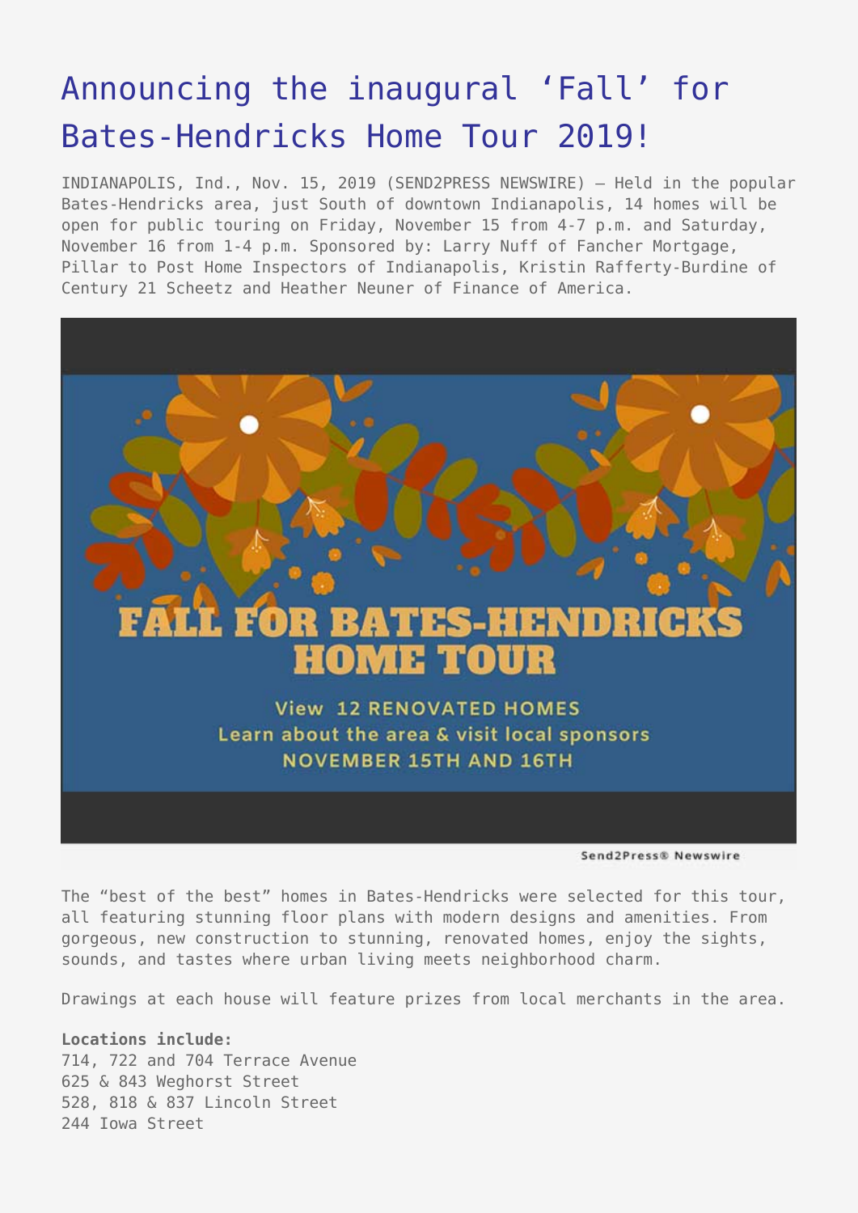# Announcing the inaugural 'Fall' for Bates-Hendricks Home Tour 2019!

INDIANAPOLIS, Ind., Nov. 15, 2019 (SEND2PRESS NEWSWIRE) — Held in the popular Bates-Hendricks area, just South of downtown Indianapolis, 14 homes will be open for public touring on Friday, November 15 from 4-7 p.m. and Saturday, November 16 from 1-4 p.m. Sponsored by: Larry Nuff of Fancher Mortgage, Pillar to Post Home Inspectors of Indianapolis, Kristin Rafferty-Burdine of Century 21 Scheetz and Heather Neuner of Finance of America.

The "best of the best" homes in Bates-Hendricks were selected for this tour, all featuring stunning floor plans with modern designs and amenities. From gorgeous, new construction to stunning, renovated homes, enjoy the sights, sounds, and tastes where urban living meets neighborhood charm.

Drawings at each house will feature prizes from local merchants in the area.

**Locations include:**
714, 722 and 704 Terrace Avenue
625 & 843 Weghorst Street
528, 818 & 837 Lincoln Street
244 Iowa Street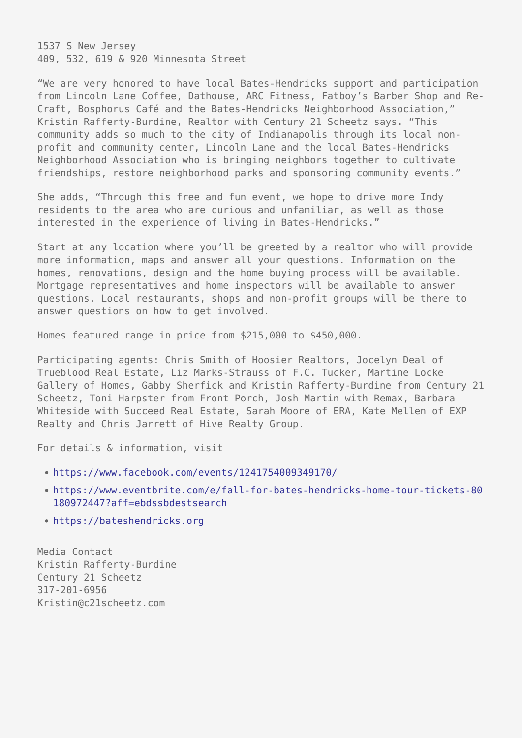1537 S New Jersey
409, 532, 619 & 920 Minnesota Street

“We are very honored to have local Bates-Hendricks support and participation from Lincoln Lane Coffee, Dathouse, ARC Fitness, Fatboy’s Barber Shop and Re-Craft, Bosphorus Café and the Bates-Hendricks Neighborhood Association,” Kristin Rafferty-Burdine, Realtor with Century 21 Scheetz says. “This community adds so much to the city of Indianapolis through its local non-profit and community center, Lincoln Lane and the local Bates-Hendricks Neighborhood Association who is bringing neighbors together to cultivate friendships, restore neighborhood parks and sponsoring community events.”

She adds, “Through this free and fun event, we hope to drive more Indy residents to the area who are curious and unfamiliar, as well as those interested in the experience of living in Bates-Hendricks.”

Start at any location where you’ll be greeted by a realtor who will provide more information, maps and answer all your questions. Information on the homes, renovations, design and the home buying process will be available. Mortgage representatives and home inspectors will be available to answer questions. Local restaurants, shops and non-profit groups will be there to answer questions on how to get involved.

Homes featured range in price from $215,000 to $450,000.

Participating agents: Chris Smith of Hoosier Realtors, Jocelyn Deal of Trueblood Real Estate, Liz Marks-Strauss of F.C. Tucker, Martine Locke Gallery of Homes, Gabby Sherfick and Kristin Rafferty-Burdine from Century 21 Scheetz, Toni Harpster from Front Porch, Josh Martin with Remax, Barbara Whiteside with Succeed Real Estate, Sarah Moore of ERA, Kate Mellen of EXP Realty and Chris Jarrett of Hive Realty Group.

For details & information, visit

- https://www.facebook.com/events/1241754009349170/
- https://www.eventbrite.com/e/fall-for-bates-hendricks-home-tour-tickets-80180972447?aff=ebdssbdestsearch
- https://bateshendricks.org

Media Contact
Kristin Rafferty-Burdine
Century 21 Scheetz
317-201-6956
Kristin@c21scheetz.com